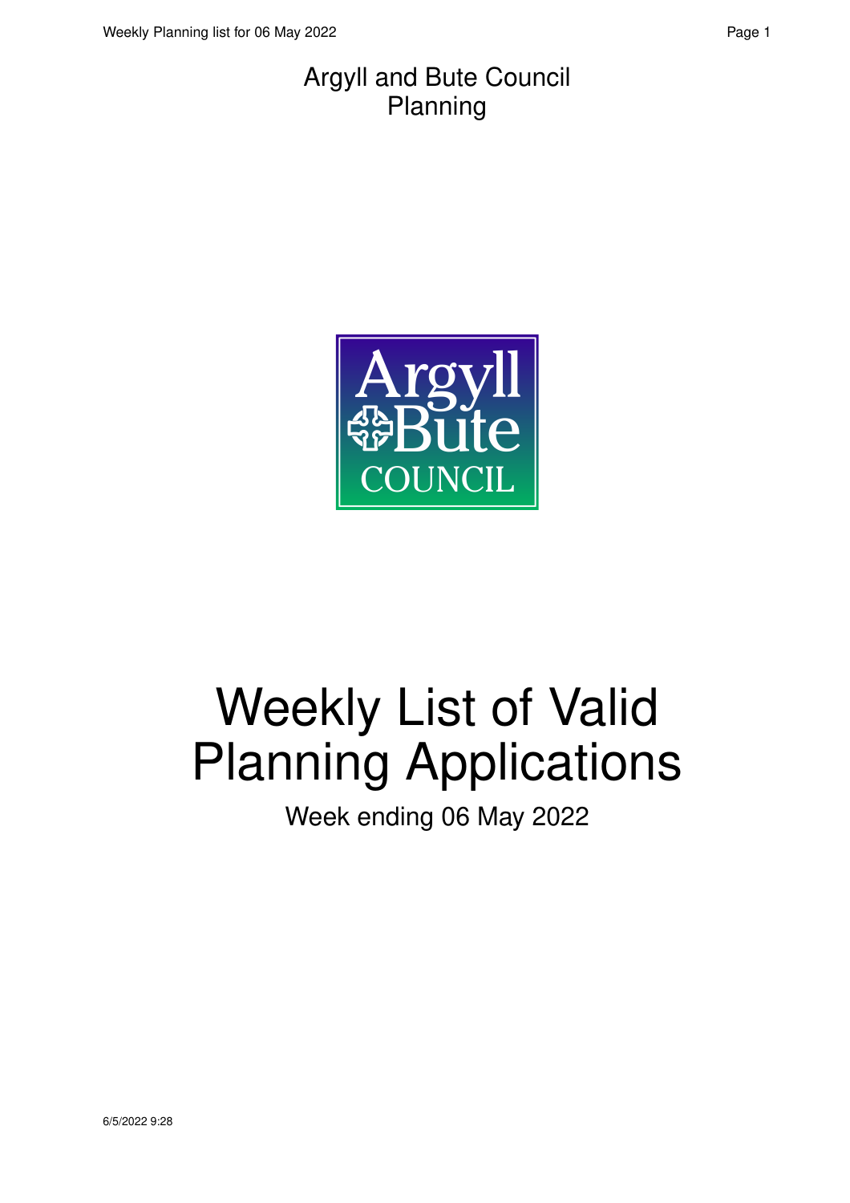Argyll and Bute Council
Planning

# Weekly List of Valid Planning Applications

Week ending 06 May 2022

6/5/2022 9:28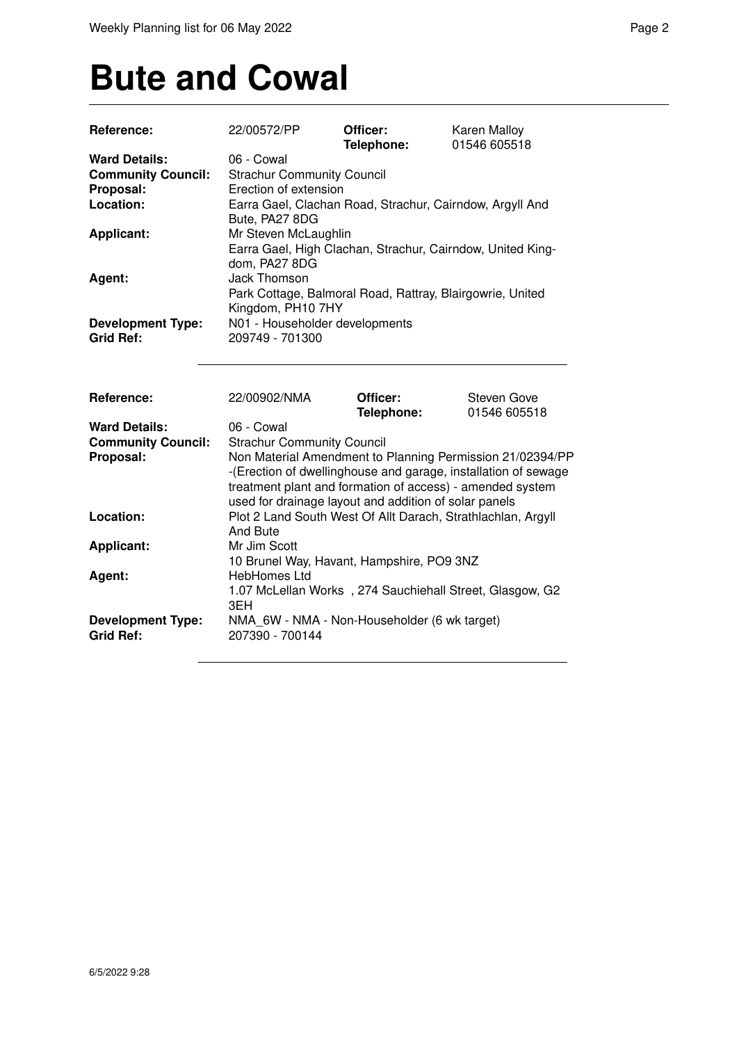# Bute and Cowal

| | | | |
|---|---|---|---|
| **Reference:** | 22/00572/PP | **Officer:** **Telephone:** | Karen Malloy 01546 605518 |
| **Ward Details:** | 06 - Cowal | | |
| **Community Council:** | Strachur Community Council | | |
| **Proposal:** | Erection of extension | | |
| **Location:** | Earra Gael, Clachan Road, Strachur, Cairndow, Argyll And Bute, PA27 8DG | | |
| **Applicant:** | Mr Steven McLaughlin<br>Earra Gael, High Clachan, Strachur, Cairndow, United Kingdom, PA27 8DG | | |
| **Agent:** | Jack Thomson<br>Park Cottage, Balmoral Road, Rattray, Blairgowrie, United Kingdom, PH10 7HY | | |
| **Development Type:** | N01 - Householder developments | | |
| **Grid Ref:** | 209749 - 701300 | | |

---

| | | | |
|---|---|---|---|
| **Reference:** | 22/00902/NMA | **Officer:** **Telephone:** | Steven Gove 01546 605518 |
| **Ward Details:** | 06 - Cowal | | |
| **Community Council:** | Strachur Community Council | | |
| **Proposal:** | Non Material Amendment to Planning Permission 21/02394/PP -(Erection of dwellinghouse and garage, installation of sewage treatment plant and formation of access) - amended system used for drainage layout and addition of solar panels | | |
| **Location:** | Plot 2 Land South West Of Allt Darach, Strathlachlan, Argyll And Bute | | |
| **Applicant:** | Mr Jim Scott<br>10 Brunel Way, Havant, Hampshire, PO9 3NZ | | |
| **Agent:** | HebHomes Ltd<br>1.07 McLellan Works , 274 Sauchiehall Street, Glasgow, G2 3EH | | |
| **Development Type:** | NMA_6W - NMA - Non-Householder (6 wk target) | | |
| **Grid Ref:** | 207390 - 700144 | | |

---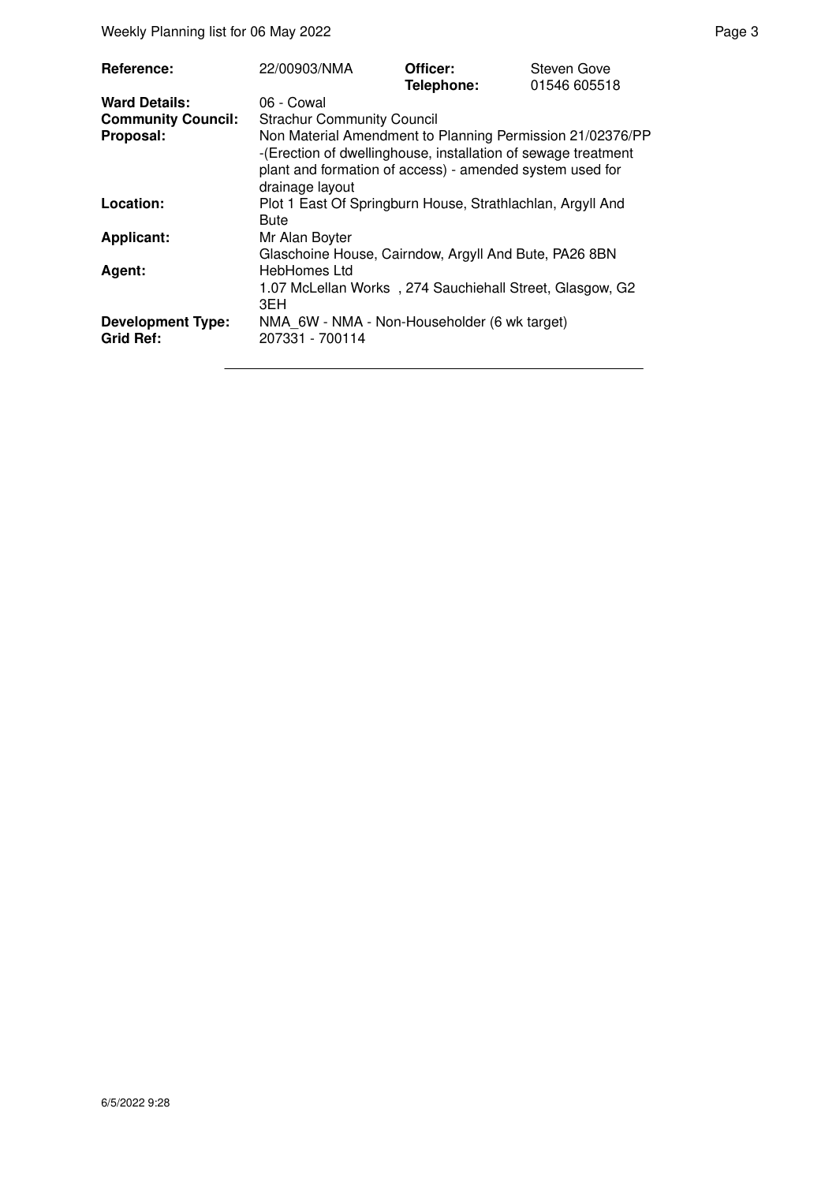| Reference: | 22/00903/NMA | Officer: | Steven Gove |
|---|---|---|---|
| | | Telephone: | 01546 605518 |
| Ward Details: | 06 - Cowal | | |
| Community Council: | Strachur Community Council | | |
| Proposal: | Non Material Amendment to Planning Permission 21/02376/PP -(Erection of dwellinghouse, installation of sewage treatment plant and formation of access) - amended system used for drainage layout | | |
| Location: | Plot 1 East Of Springburn House, Strathlachlan, Argyll And Bute | | |
| Applicant: | Mr Alan Boyter<br>Glaschoine House, Cairndow, Argyll And Bute, PA26 8BN | | |
| Agent: | HebHomes Ltd<br>1.07 McLellan Works , 274 Sauchiehall Street, Glasgow, G2 3EH | | |
| Development Type: | NMA_6W - NMA - Non-Householder (6 wk target) | | |
| Grid Ref: | 207331 - 700114 | | |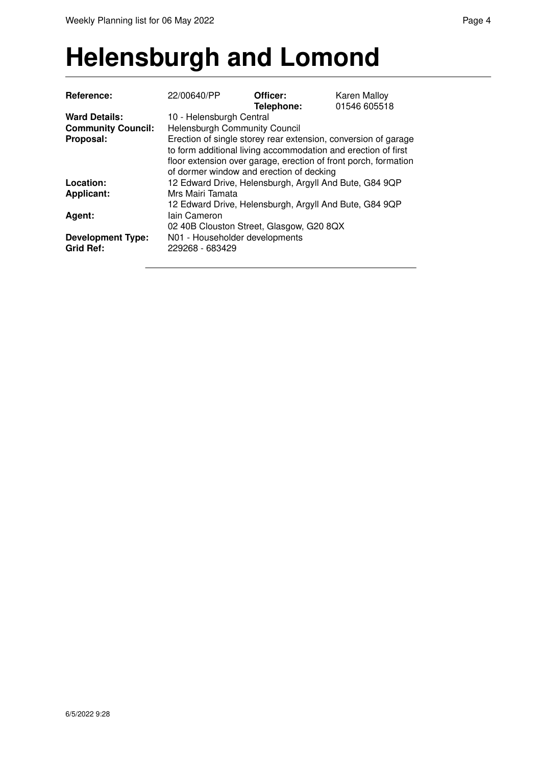# Helensburgh and Lomond

| | | | |
|---|---|---|---|
| **Reference:** | 22/00640/PP | **Officer:** **Telephone:** | Karen Malloy 01546 605518 |
| **Ward Details:** | 10 - Helensburgh Central | | |
| **Community Council:** | Helensburgh Community Council | | |
| **Proposal:** | Erection of single storey rear extension, conversion of garage to form additional living accommodation and erection of first floor extension over garage, erection of front porch, formation of dormer window and erection of decking | | |
| **Location:** | 12 Edward Drive, Helensburgh, Argyll And Bute, G84 9QP | | |
| **Applicant:** | Mrs Mairi Tamata<br>12 Edward Drive, Helensburgh, Argyll And Bute, G84 9QP | | |
| **Agent:** | Iain Cameron<br>02 40B Clouston Street, Glasgow, G20 8QX | | |
| **Development Type:** | N01 - Householder developments | | |
| **Grid Ref:** | 229268 - 683429 | | |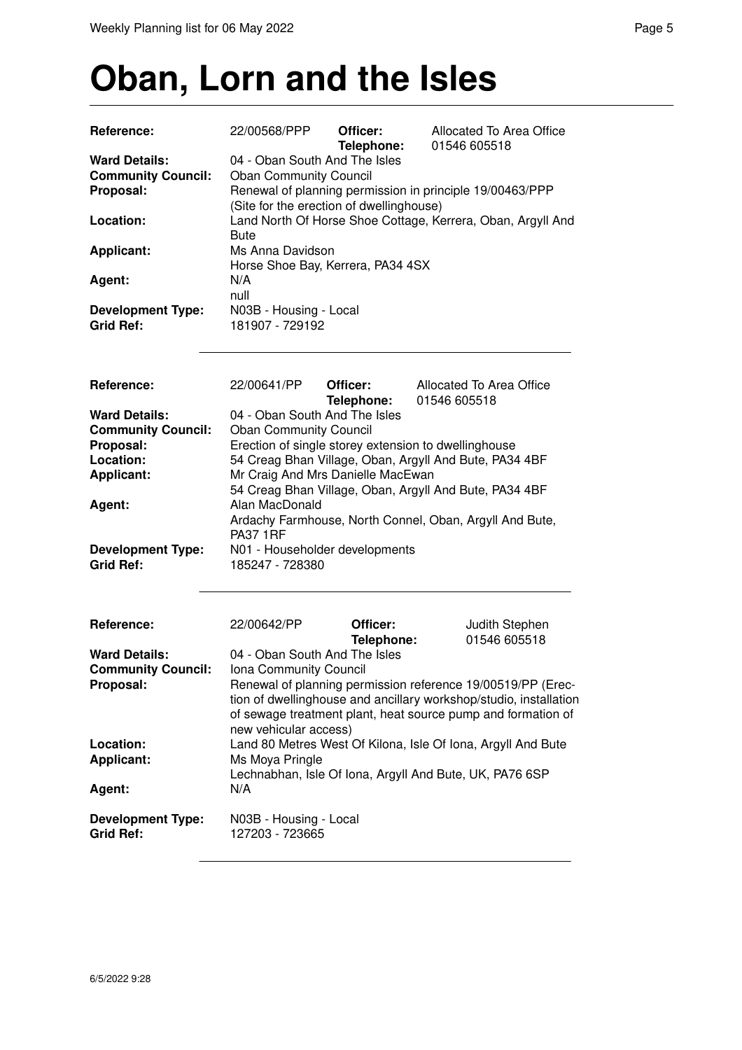// Oban, Lorn and the Isles

| | | | |
|---|---|---|---|
| **Reference:** | 22/00568/PPP | **Officer:** | Allocated To Area Office |
| | | **Telephone:** | 01546 605518 |
| **Ward Details:** | 04 - Oban South And The Isles | | |
| **Community Council:** | Oban Community Council | | |
| **Proposal:** | Renewal of planning permission in principle 19/00463/PPP (Site for the erection of dwellinghouse) | | |
| **Location:** | Land North Of Horse Shoe Cottage, Kerrera, Oban, Argyll And Bute | | |
| **Applicant:** | Ms Anna Davidson<br>Horse Shoe Bay, Kerrera, PA34 4SX | | |
| **Agent:** | N/A<br>null | | |
| **Development Type:** | N03B - Housing - Local | | |
| **Grid Ref:** | 181907 - 729192 | | |

| | | | |
|---|---|---|---|
| **Reference:** | 22/00641/PP | **Officer:** | Allocated To Area Office |
| | | **Telephone:** | 01546 605518 |
| **Ward Details:** | 04 - Oban South And The Isles | | |
| **Community Council:** | Oban Community Council | | |
| **Proposal:** | Erection of single storey extension to dwellinghouse | | |
| **Location:** | 54 Creag Bhan Village, Oban, Argyll And Bute, PA34 4BF | | |
| **Applicant:** | Mr Craig And Mrs Danielle MacEwan<br>54 Creag Bhan Village, Oban, Argyll And Bute, PA34 4BF | | |
| **Agent:** | Alan MacDonald<br>Ardachy Farmhouse, North Connel, Oban, Argyll And Bute, PA37 1RF | | |
| **Development Type:** | N01 - Householder developments | | |
| **Grid Ref:** | 185247 - 728380 | | |

| | | | |
|---|---|---|---|
| **Reference:** | 22/00642/PP | **Officer:** | Judith Stephen |
| | | **Telephone:** | 01546 605518 |
| **Ward Details:** | 04 - Oban South And The Isles | | |
| **Community Council:** | Iona Community Council | | |
| **Proposal:** | Renewal of planning permission reference 19/00519/PP (Erection of dwellinghouse and ancillary workshop/studio, installation of sewage treatment plant, heat source pump and formation of new vehicular access) | | |
| **Location:** | Land 80 Metres West Of Kilona, Isle Of Iona, Argyll And Bute | | |
| **Applicant:** | Ms Moya Pringle<br>Lechnabhan, Isle Of Iona, Argyll And Bute, UK, PA76 6SP | | |
| **Agent:** | N/A | | |
| **Development Type:** | N03B - Housing - Local | | |
| **Grid Ref:** | 127203 - 723665 | | |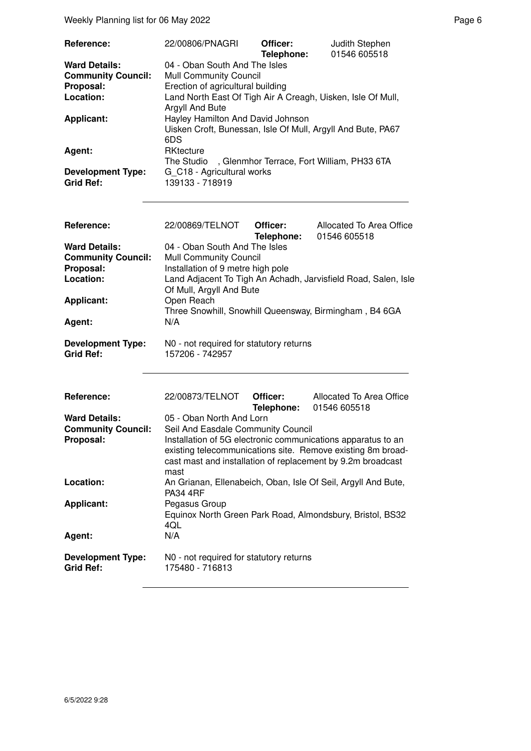| | | | |
|---|---|---|---|
| **Reference:** | 22/00806/PNAGRI | **Officer:** **Telephone:** | Judith Stephen 01546 605518 |
| **Ward Details:** | 04 - Oban South And The Isles | | |
| **Community Council:** | Mull Community Council | | |
| **Proposal:** | Erection of agricultural building | | |
| **Location:** | Land North East Of Tigh Air A Creagh, Uisken, Isle Of Mull, Argyll And Bute | | |
| **Applicant:** | Hayley Hamilton And David Johnson Uisken Croft, Bunessan, Isle Of Mull, Argyll And Bute, PA67 6DS | | |
| **Agent:** | RKtecture The Studio , Glenmhor Terrace, Fort William, PH33 6TA | | |
| **Development Type:** | G_C18 - Agricultural works | | |
| **Grid Ref:** | 139133 - 718919 | | |

| | | | |
|---|---|---|---|
| **Reference:** | 22/00869/TELNOT | **Officer:** **Telephone:** | Allocated To Area Office 01546 605518 |
| **Ward Details:** | 04 - Oban South And The Isles | | |
| **Community Council:** | Mull Community Council | | |
| **Proposal:** | Installation of 9 metre high pole | | |
| **Location:** | Land Adjacent To Tigh An Achadh, Jarvisfield Road, Salen, Isle Of Mull, Argyll And Bute | | |
| **Applicant:** | Open Reach Three Snowhill, Snowhill Queensway, Birmingham , B4 6GA | | |
| **Agent:** | N/A | | |
| **Development Type:** | N0 - not required for statutory returns | | |
| **Grid Ref:** | 157206 - 742957 | | |

| | | | |
|---|---|---|---|
| **Reference:** | 22/00873/TELNOT | **Officer:** **Telephone:** | Allocated To Area Office 01546 605518 |
| **Ward Details:** | 05 - Oban North And Lorn | | |
| **Community Council:** | Seil And Easdale Community Council | | |
| **Proposal:** | Installation of 5G electronic communications apparatus to an existing telecommunications site. Remove existing 8m broadcast mast and installation of replacement by 9.2m broadcast mast | | |
| **Location:** | An Grianan, Ellenabeich, Oban, Isle Of Seil, Argyll And Bute, PA34 4RF | | |
| **Applicant:** | Pegasus Group Equinox North Green Park Road, Almondsbury, Bristol, BS32 4QL | | |
| **Agent:** | N/A | | |
| **Development Type:** | N0 - not required for statutory returns | | |
| **Grid Ref:** | 175480 - 716813 | | |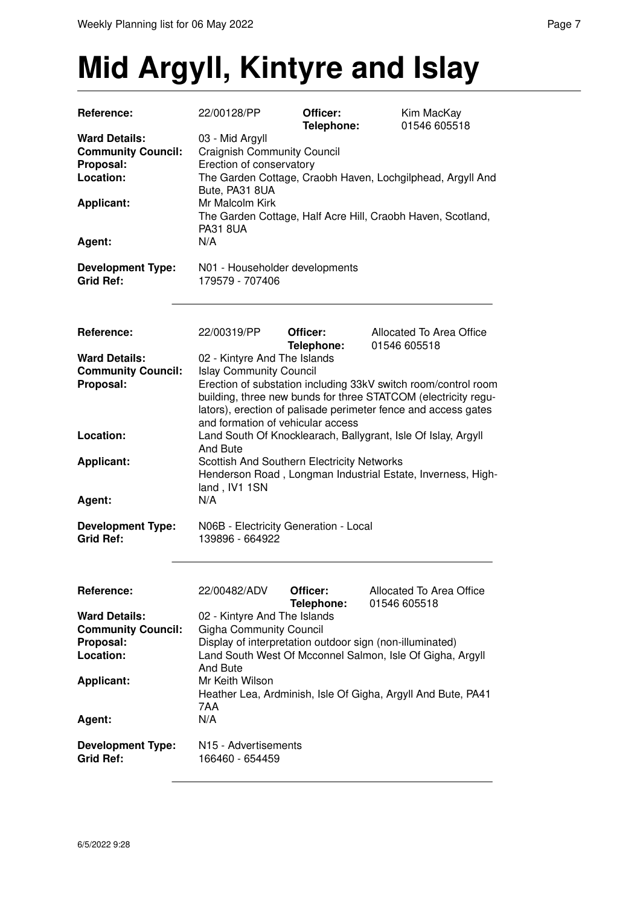# Mid Argyll, Kintyre and Islay

| | | | |
|---|---|---|---|
| **Reference:** | 22/00128/PP | **Officer:** **Telephone:** | Kim MacKay 01546 605518 |
| **Ward Details:** | 03 - Mid Argyll | | |
| **Community Council:** | Craignish Community Council | | |
| **Proposal:** | Erection of conservatory | | |
| **Location:** | The Garden Cottage, Craobh Haven, Lochgilphead, Argyll And Bute, PA31 8UA | | |
| **Applicant:** | Mr Malcolm Kirk The Garden Cottage, Half Acre Hill, Craobh Haven, Scotland, PA31 8UA | | |
| **Agent:** | N/A | | |
| **Development Type:** | N01 - Householder developments | | |
| **Grid Ref:** | 179579 - 707406 | | |

| | | | |
|---|---|---|---|
| **Reference:** | 22/00319/PP | **Officer:** **Telephone:** | Allocated To Area Office 01546 605518 |
| **Ward Details:** | 02 - Kintyre And The Islands | | |
| **Community Council:** | Islay Community Council | | |
| **Proposal:** | Erection of substation including 33kV switch room/control room building, three new bunds for three STATCOM (electricity regulators), erection of palisade perimeter fence and access gates and formation of vehicular access | | |
| **Location:** | Land South Of Knocklearach, Ballygrant, Isle Of Islay, Argyll And Bute | | |
| **Applicant:** | Scottish And Southern Electricity Networks Henderson Road , Longman Industrial Estate, Inverness, Highland , IV1 1SN | | |
| **Agent:** | N/A | | |
| **Development Type:** | N06B - Electricity Generation - Local | | |
| **Grid Ref:** | 139896 - 664922 | | |

| | | | |
|---|---|---|---|
| **Reference:** | 22/00482/ADV | **Officer:** **Telephone:** | Allocated To Area Office 01546 605518 |
| **Ward Details:** | 02 - Kintyre And The Islands | | |
| **Community Council:** | Gigha Community Council | | |
| **Proposal:** | Display of interpretation outdoor sign (non-illuminated) | | |
| **Location:** | Land South West Of Mcconnel Salmon, Isle Of Gigha, Argyll And Bute | | |
| **Applicant:** | Mr Keith Wilson Heather Lea, Ardminish, Isle Of Gigha, Argyll And Bute, PA41 7AA | | |
| **Agent:** | N/A | | |
| **Development Type:** | N15 - Advertisements | | |
| **Grid Ref:** | 166460 - 654459 | | |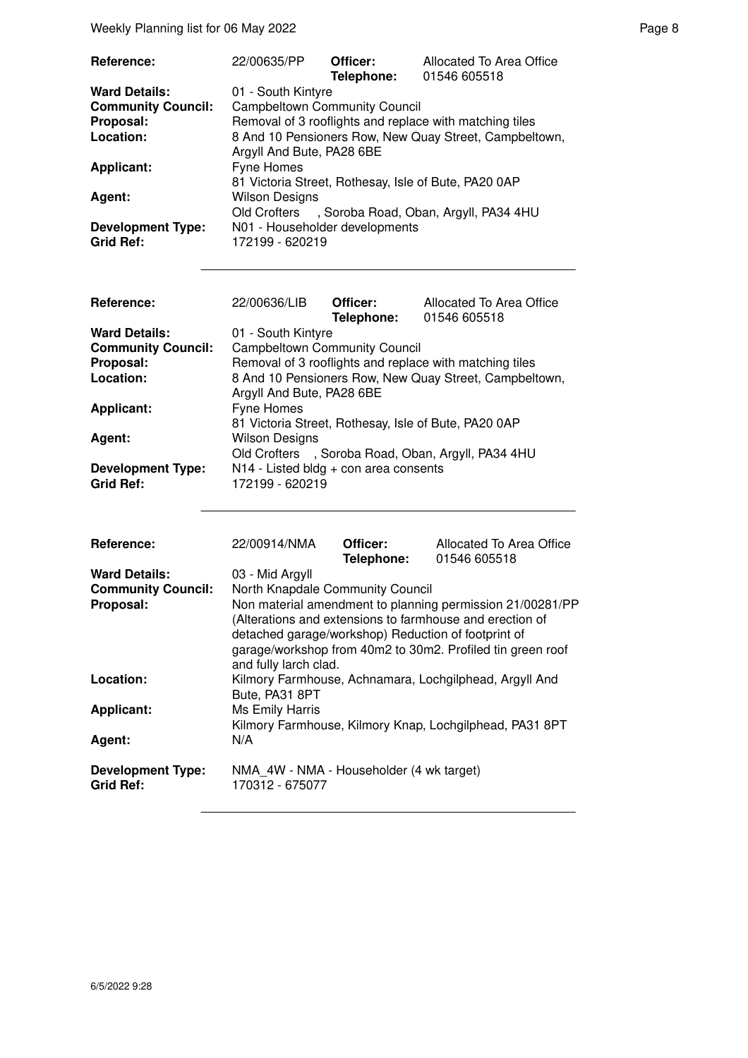| | | | |
|---|---|---|---|
| **Reference:** | 22/00635/PP | **Officer:** **Telephone:** | Allocated To Area Office 01546 605518 |
| **Ward Details:** | 01 - South Kintyre | | |
| **Community Council:** | Campbeltown Community Council | | |
| **Proposal:** | Removal of 3 rooflights and replace with matching tiles | | |
| **Location:** | 8 And 10 Pensioners Row, New Quay Street, Campbeltown, Argyll And Bute, PA28 6BE | | |
| **Applicant:** | Fyne Homes 81 Victoria Street, Rothesay, Isle of Bute, PA20 0AP | | |
| **Agent:** | Wilson Designs Old Crofters , Soroba Road, Oban, Argyll, PA34 4HU | | |
| **Development Type:** | N01 - Householder developments | | |
| **Grid Ref:** | 172199 - 620219 | | |

| | | | |
|---|---|---|---|
| **Reference:** | 22/00636/LIB | **Officer:** **Telephone:** | Allocated To Area Office 01546 605518 |
| **Ward Details:** | 01 - South Kintyre | | |
| **Community Council:** | Campbeltown Community Council | | |
| **Proposal:** | Removal of 3 rooflights and replace with matching tiles | | |
| **Location:** | 8 And 10 Pensioners Row, New Quay Street, Campbeltown, Argyll And Bute, PA28 6BE | | |
| **Applicant:** | Fyne Homes 81 Victoria Street, Rothesay, Isle of Bute, PA20 0AP | | |
| **Agent:** | Wilson Designs Old Crofters , Soroba Road, Oban, Argyll, PA34 4HU | | |
| **Development Type:** | N14 - Listed bldg + con area consents | | |
| **Grid Ref:** | 172199 - 620219 | | |

| | | | |
|---|---|---|---|
| **Reference:** | 22/00914/NMA | **Officer:** **Telephone:** | Allocated To Area Office 01546 605518 |
| **Ward Details:** | 03 - Mid Argyll | | |
| **Community Council:** | North Knapdale Community Council | | |
| **Proposal:** | Non material amendment to planning permission 21/00281/PP (Alterations and extensions to farmhouse and erection of detached garage/workshop) Reduction of footprint of garage/workshop from 40m2 to 30m2. Profiled tin green roof and fully larch clad. | | |
| **Location:** | Kilmory Farmhouse, Achnamara, Lochgilphead, Argyll And Bute, PA31 8PT | | |
| **Applicant:** | Ms Emily Harris Kilmory Farmhouse, Kilmory Knap, Lochgilphead, PA31 8PT | | |
| **Agent:** | N/A | | |
| **Development Type:** | NMA_4W - NMA - Householder (4 wk target) | | |
| **Grid Ref:** | 170312 - 675077 | | |